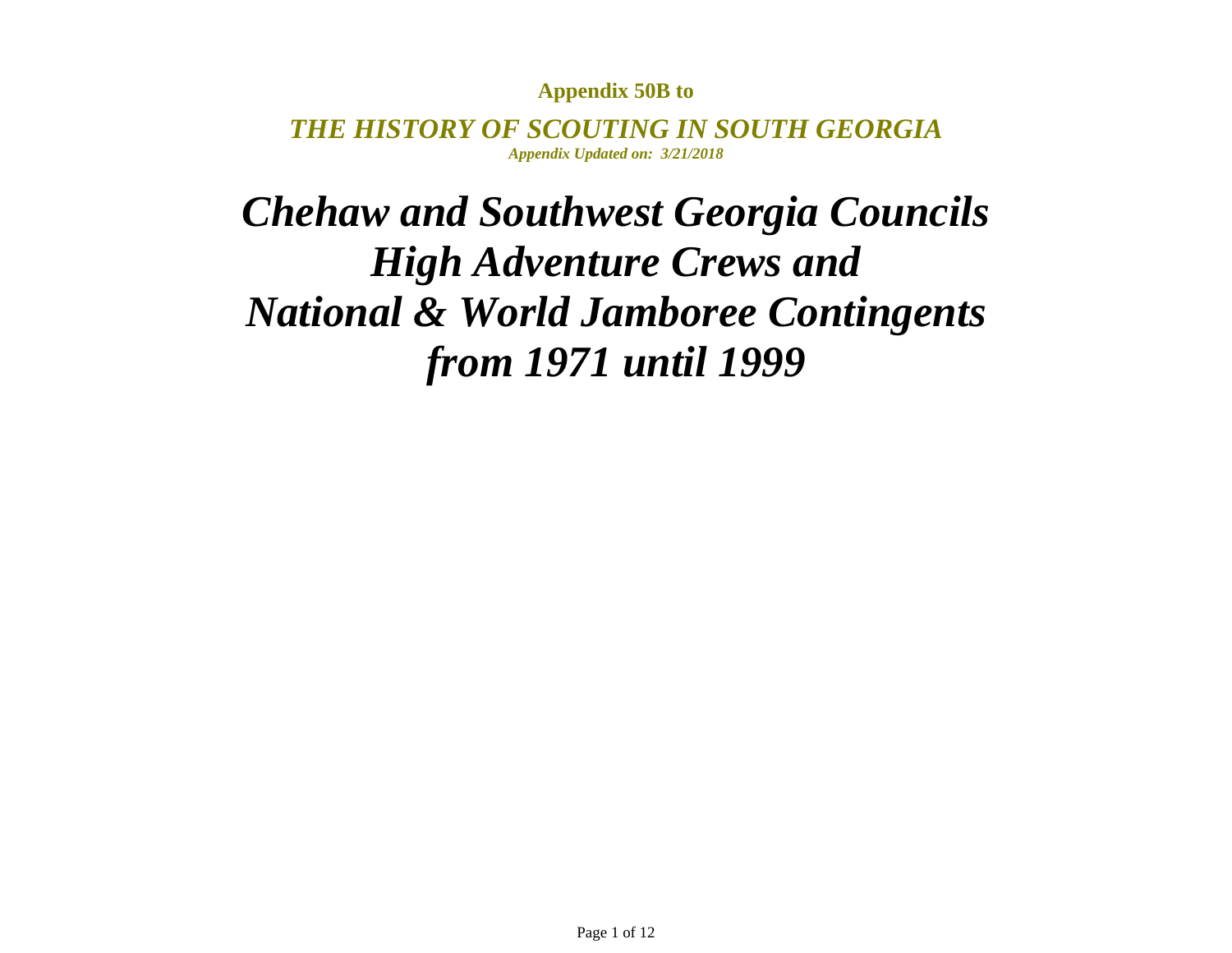**Appendix 50B to**

***THE HISTORY OF SCOUTING IN SOUTH GEORGIA***

***Appendix Updated on: 3/21/2018***

# *Chehaw and Southwest Georgia Councils High Adventure Crews and National & World Jamboree Contingents from 1971 until 1999*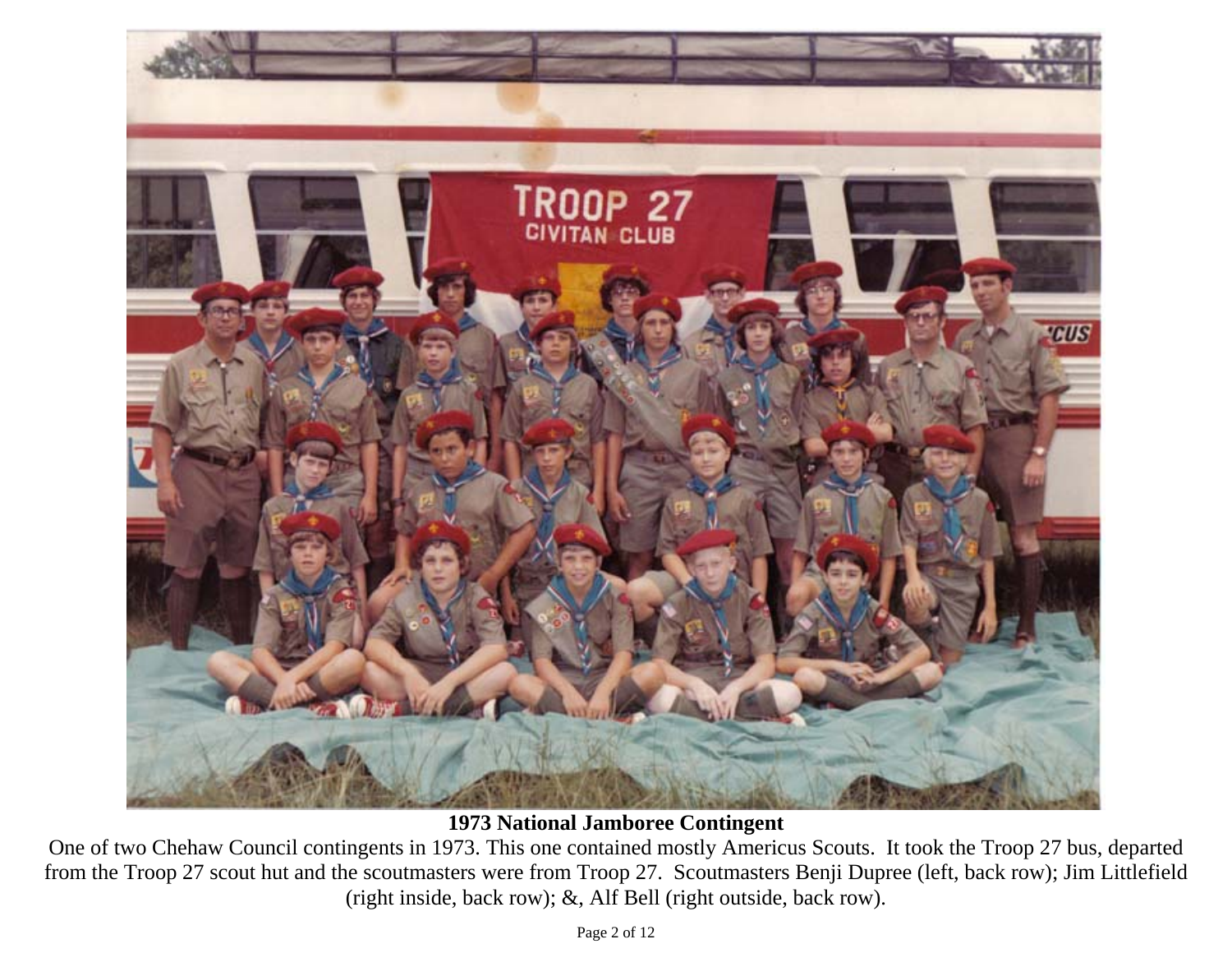**1973 National Jamboree Contingent**

One of two Chehaw Council contingents in 1973. This one contained mostly Americus Scouts. It took the Troop 27 bus, departed from the Troop 27 scout hut and the scoutmasters were from Troop 27. Scoutmasters Benji Dupree (left, back row); Jim Littlefield (right inside, back row); &, Alf Bell (right outside, back row).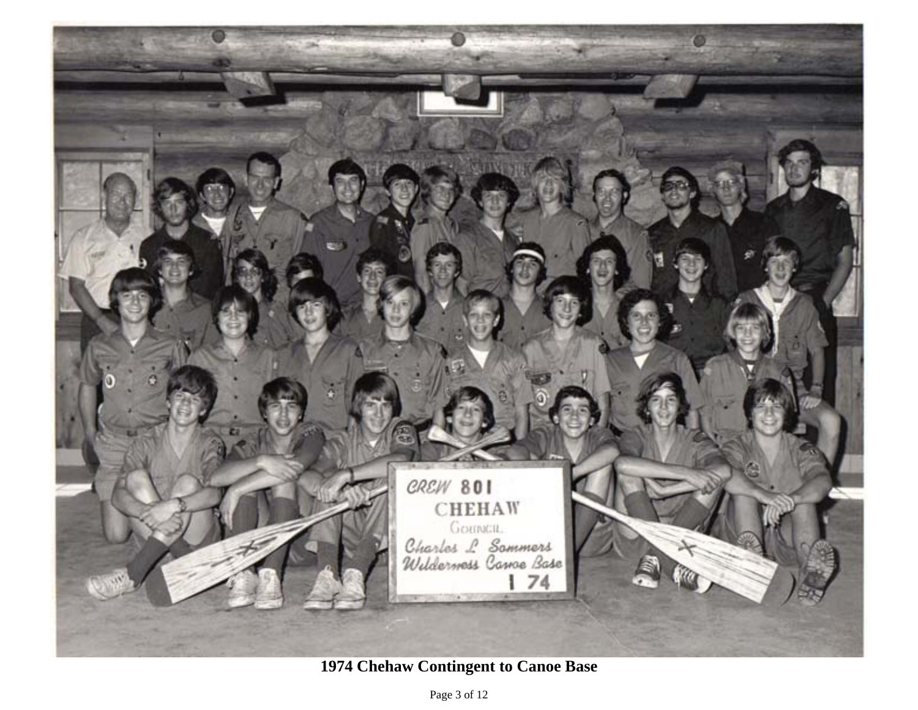1974 Chehaw Contingent to Canoe Base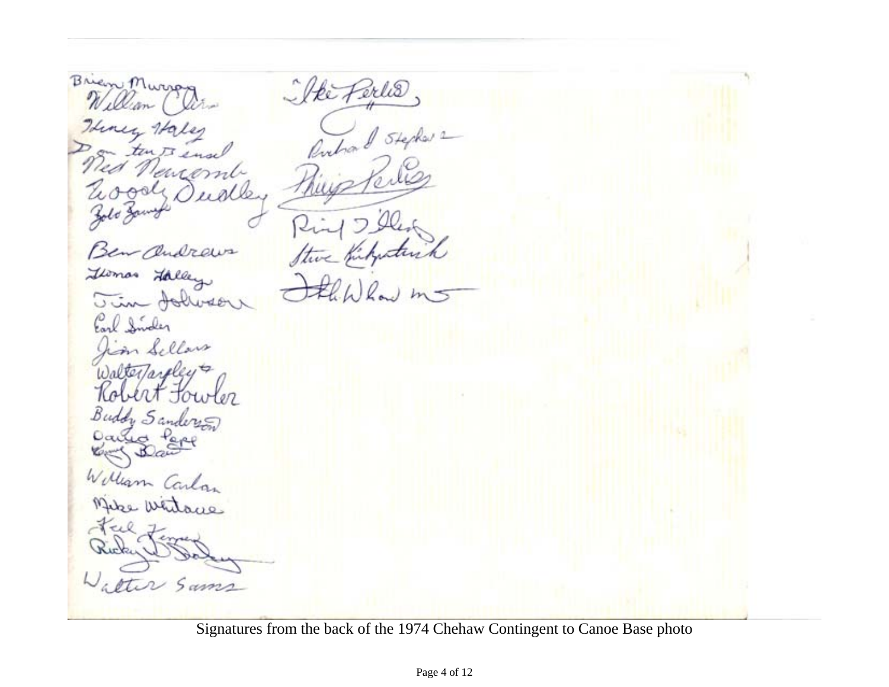Brian Murray
William Chin
Henry Haley
Don ten Brinsel
Ned Newcomb
Woody Dudley
Zolo Zomys
Ben Andrews
Thomas Halley
Jim Johnson
Earl Snider
Jim Sellars
Walter Jaxley
Robert Fowler
Buddy Sanderson
David Pope
Kenny Bean
William Carlan
Mike Whitacre
Fred Finney
Ricky W. Daley
Walter Sams

Ike Perlis
Richard Stephens
Philip Perlis
Paul D. Daley
Steve Kirkpatrick
FH. Wheeler MS

Signatures from the back of the 1974 Chehaw Contingent to Canoe Base photo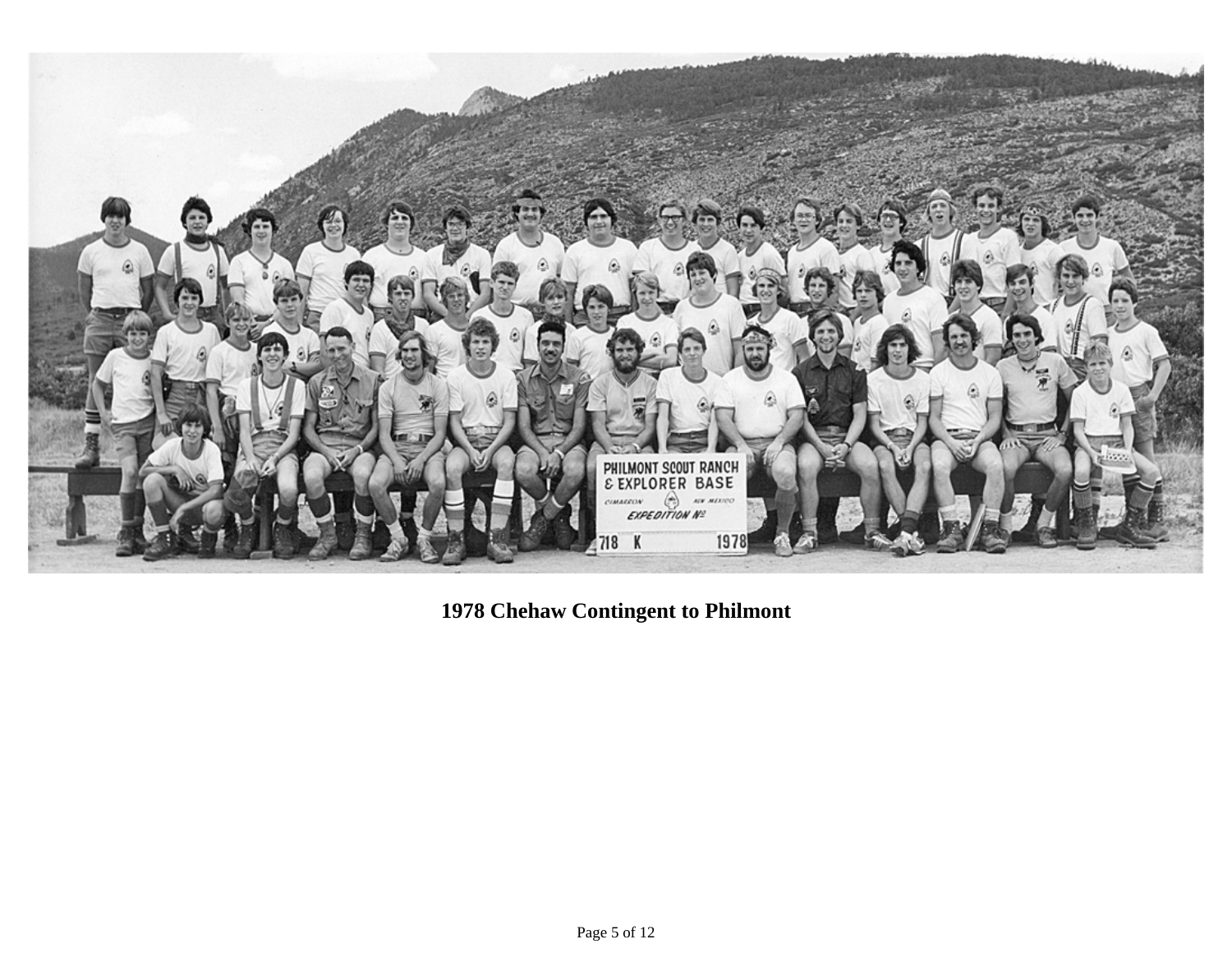**1978 Chehaw Contingent to Philmont**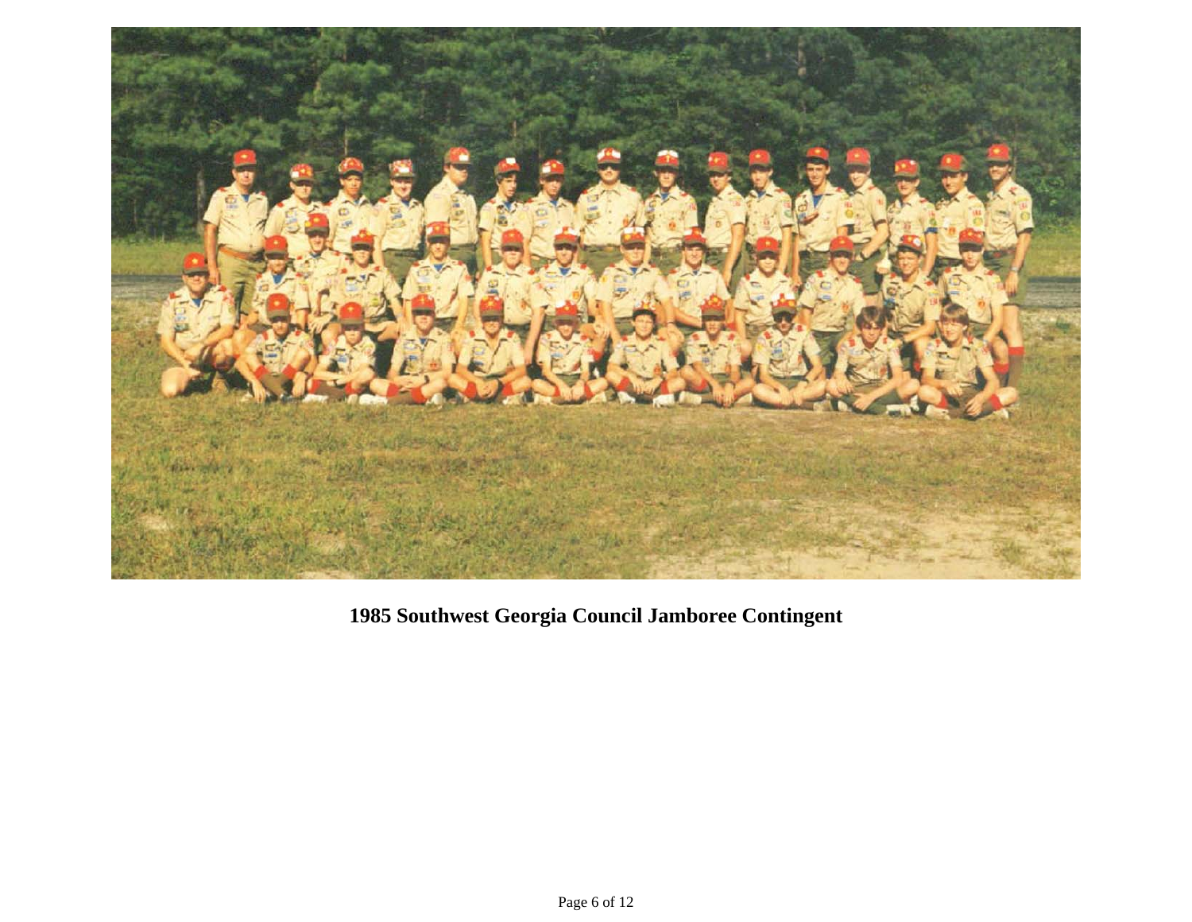**1985 Southwest Georgia Council Jamboree Contingent**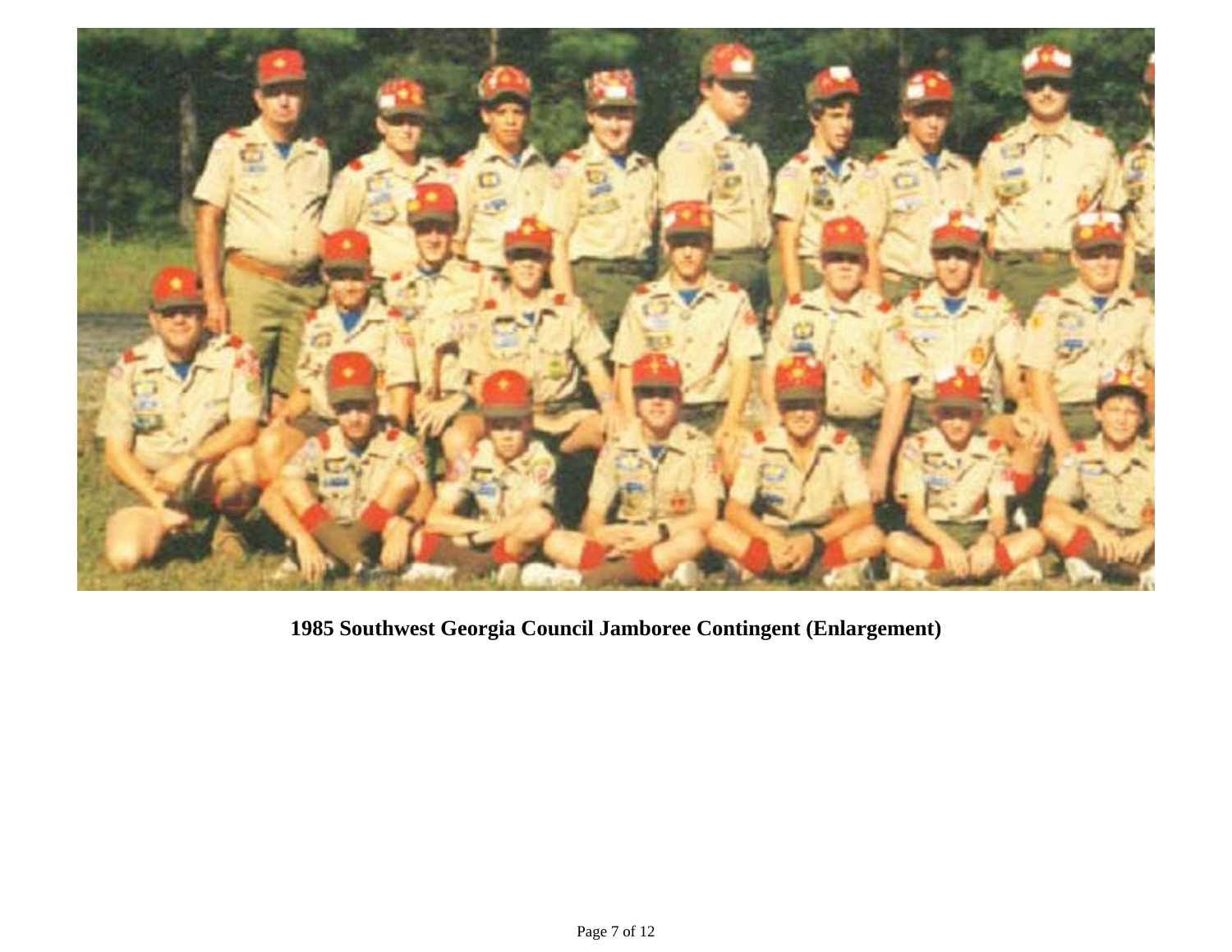**1985 Southwest Georgia Council Jamboree Contingent (Enlargement)**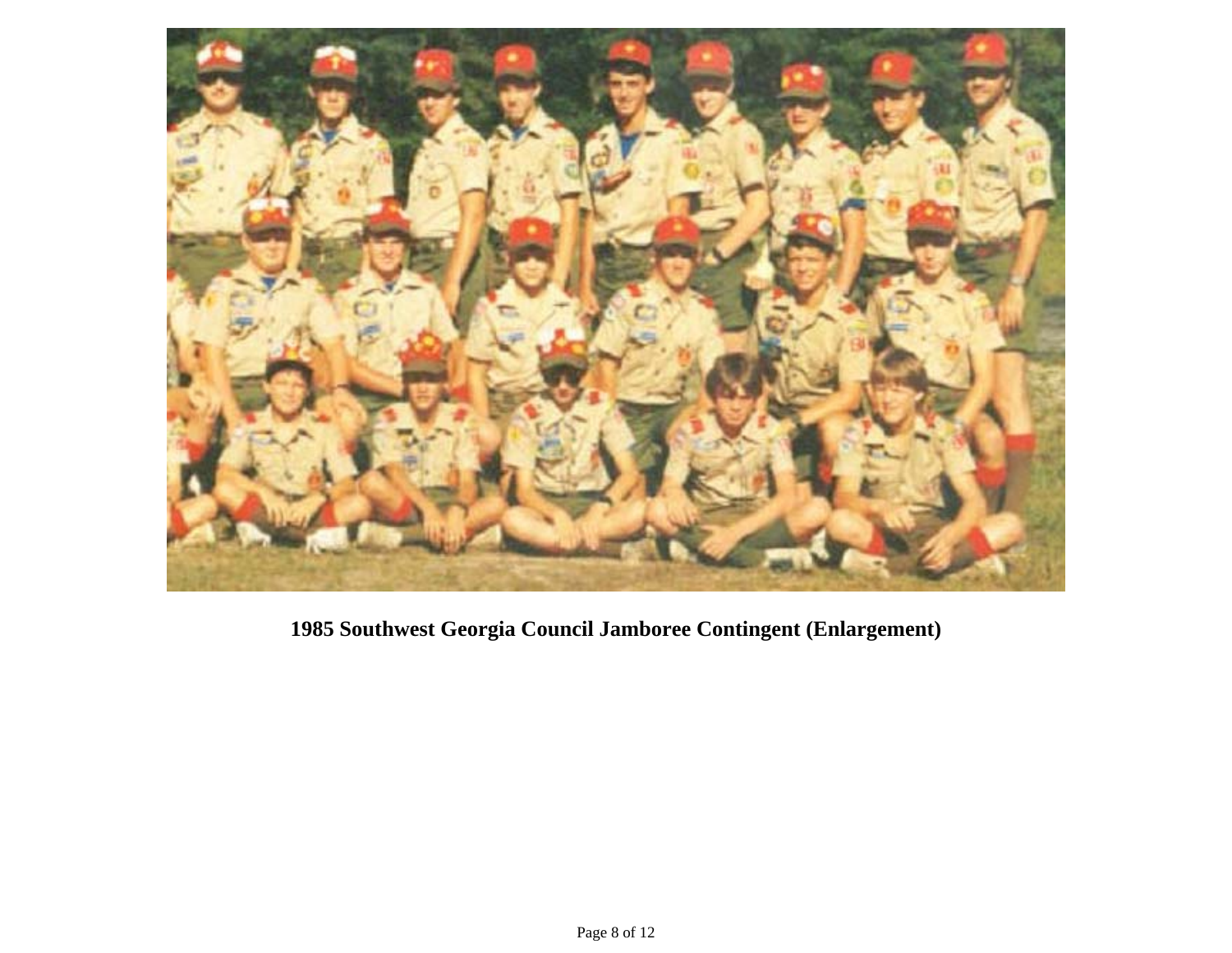**1985 Southwest Georgia Council Jamboree Contingent (Enlargement)**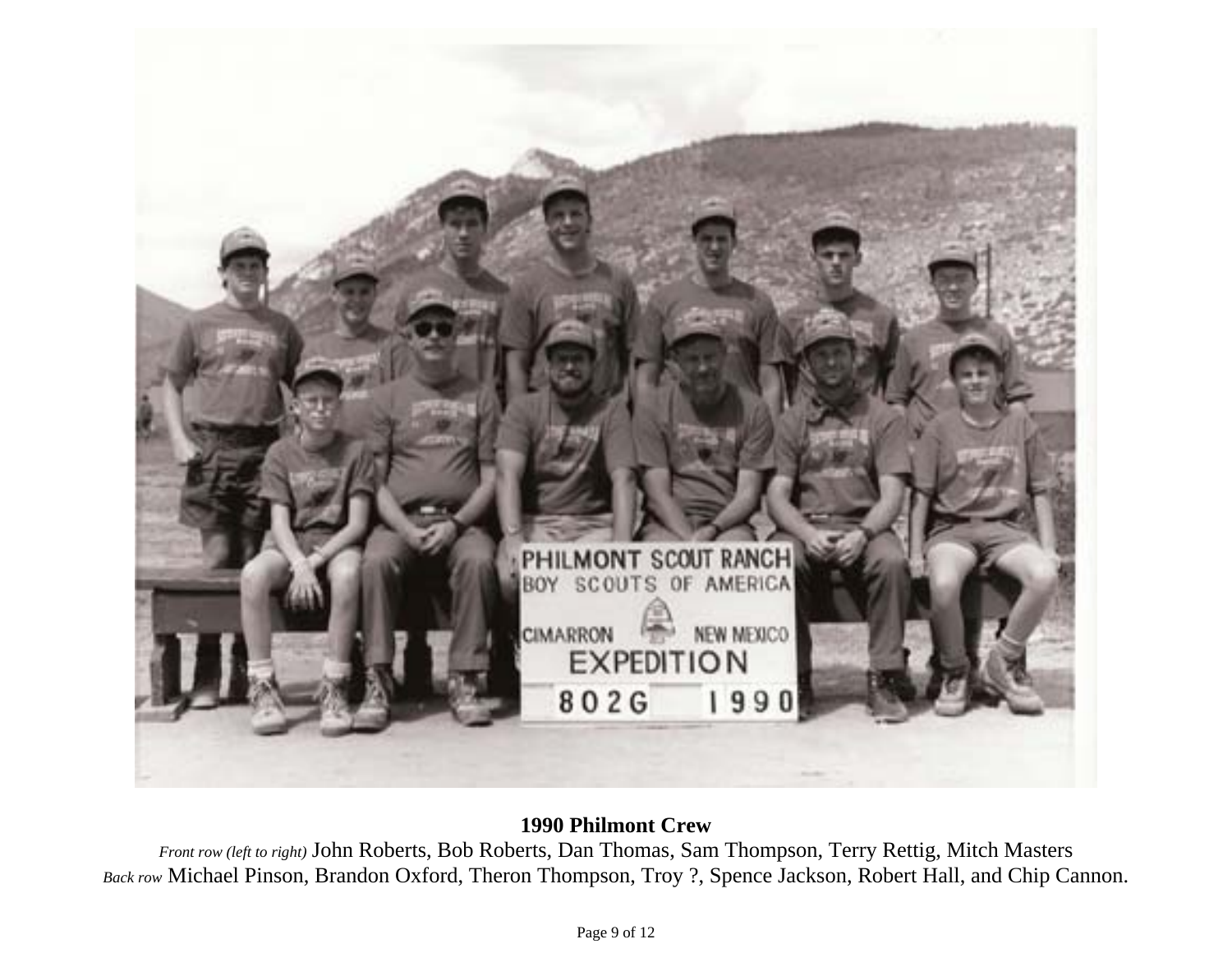**1990 Philmont Crew**

*Front row (left to right)* John Roberts, Bob Roberts, Dan Thomas, Sam Thompson, Terry Rettig, Mitch Masters
*Back row* Michael Pinson, Brandon Oxford, Theron Thompson, Troy ?, Spence Jackson, Robert Hall, and Chip Cannon.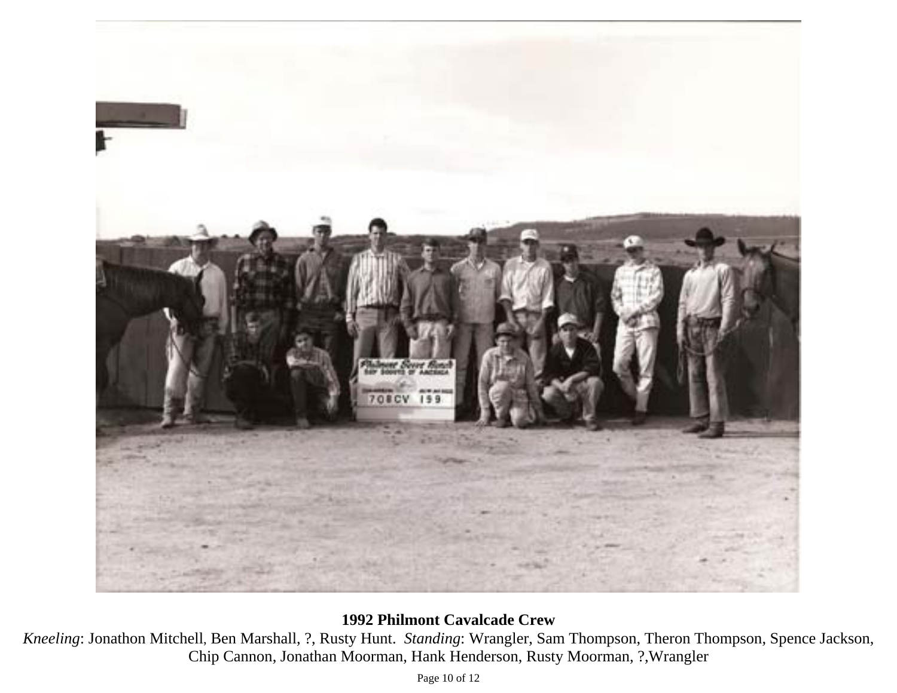**1992 Philmont Cavalcade Crew**

*Kneeling*: Jonathon Mitchell, Ben Marshall, ?, Rusty Hunt. *Standing*: Wrangler, Sam Thompson, Theron Thompson, Spence Jackson, Chip Cannon, Jonathan Moorman, Hank Henderson, Rusty Moorman, ?,Wrangler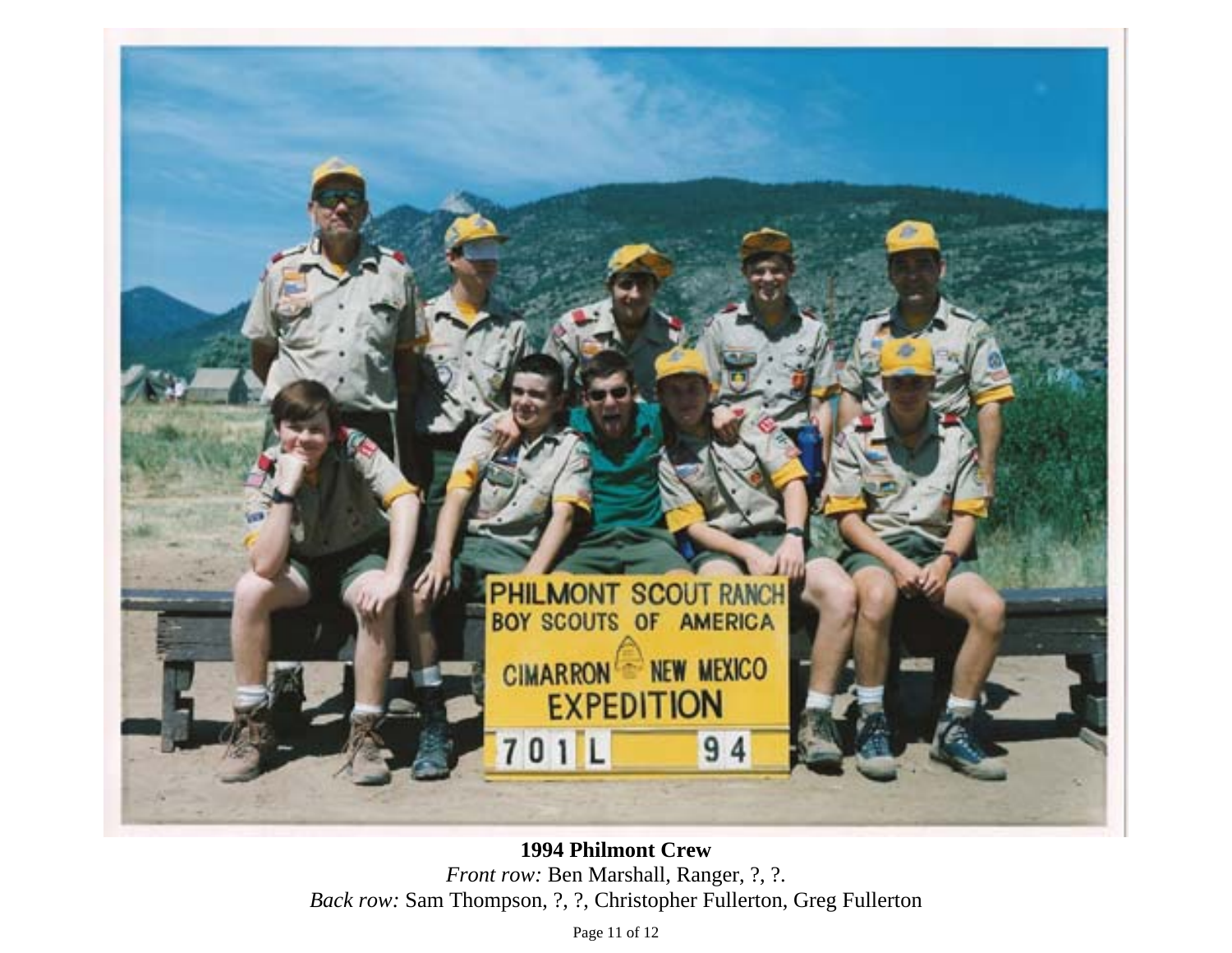**1994 Philmont Crew**

*Front row:* Ben Marshall, Ranger, ?, ?.

*Back row:* Sam Thompson, ?, ?, Christopher Fullerton, Greg Fullerton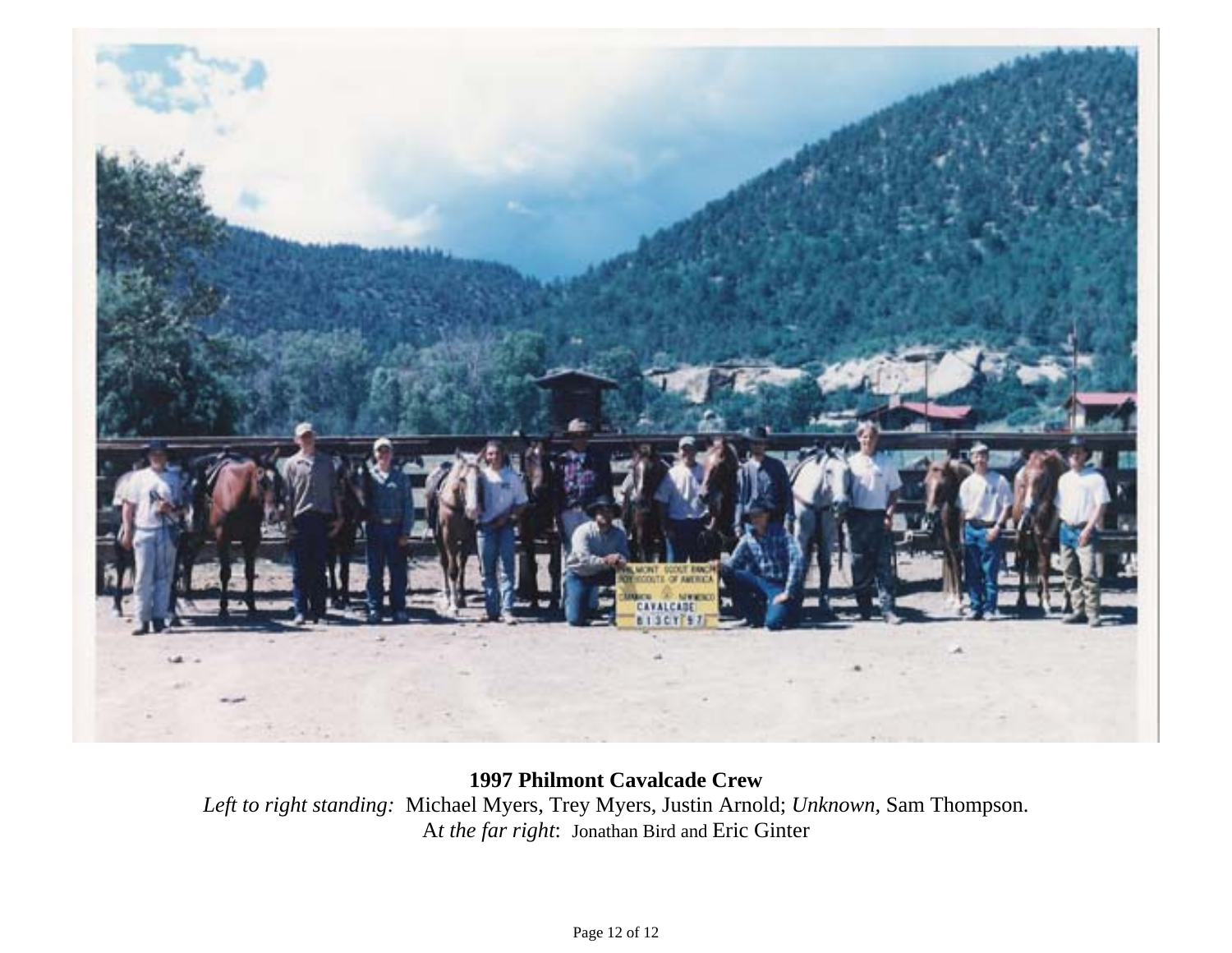**1997 Philmont Cavalcade Crew**

*Left to right standing:* Michael Myers, Trey Myers, Justin Arnold; *Unknown*, Sam Thompson.
A*t the far right*: Jonathan Bird and Eric Ginter